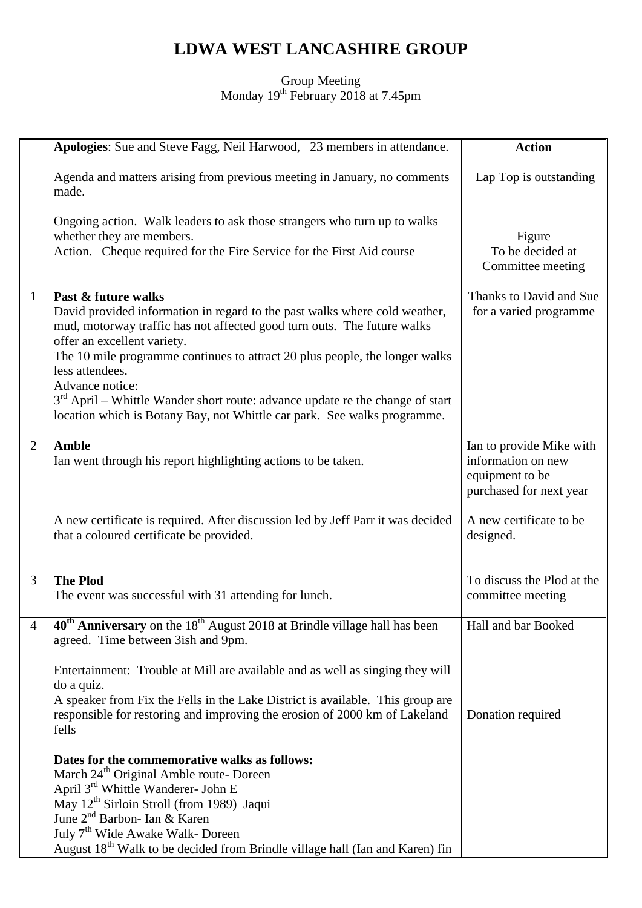# LDWA WEST LANCASHIRE GROUP

Group Meeting
Monday 19th February 2018 at 7.45pm

| | | Action |
|---|---|---|
| | **Apologies**: Sue and Steve Fagg, Neil Harwood, 23 members in attendance.<br><br>Agenda and matters arising from previous meeting in January, no comments made.<br><br>Ongoing action. Walk leaders to ask those strangers who turn up to walks whether they are members.<br>Action. Cheque required for the Fire Service for the First Aid course | Lap Top is outstanding<br><br>Figure<br>To be decided at Committee meeting |
| 1 | **Past & future walks**<br>David provided information in regard to the past walks where cold weather, mud, motorway traffic has not affected good turn outs. The future walks offer an excellent variety.<br>The 10 mile programme continues to attract 20 plus people, the longer walks less attendees.<br>Advance notice:<br>3rd April – Whittle Wander short route: advance update re the change of start location which is Botany Bay, not Whittle car park. See walks programme. | Thanks to David and Sue for a varied programme |
| 2 | **Amble**<br>Ian went through his report highlighting actions to be taken.<br><br>A new certificate is required. After discussion led by Jeff Parr it was decided that a coloured certificate be provided. | Ian to provide Mike with information on new equipment to be purchased for next year<br><br>A new certificate to be designed. |
| 3 | **The Plod**<br>The event was successful with 31 attending for lunch. | To discuss the Plod at the committee meeting |
| 4 | **40th Anniversary** on the 18th August 2018 at Brindle village hall has been agreed. Time between 3ish and 9pm.<br><br>Entertainment: Trouble at Mill are available and as well as singing they will do a quiz.<br>A speaker from Fix the Fells in the Lake District is available. This group are responsible for restoring and improving the erosion of 2000 km of Lakeland fells<br><br>**Dates for the commemorative walks as follows:**<br>March 24th Original Amble route- Doreen<br>April 3rd Whittle Wanderer- John E<br>May 12th Sirloin Stroll (from 1989) Jaqui<br>June 2nd Barbon- Ian & Karen<br>July 7th Wide Awake Walk- Doreen<br>August 18th Walk to be decided from Brindle village hall (Ian and Karen) fin | Hall and bar Booked<br><br>Donation required |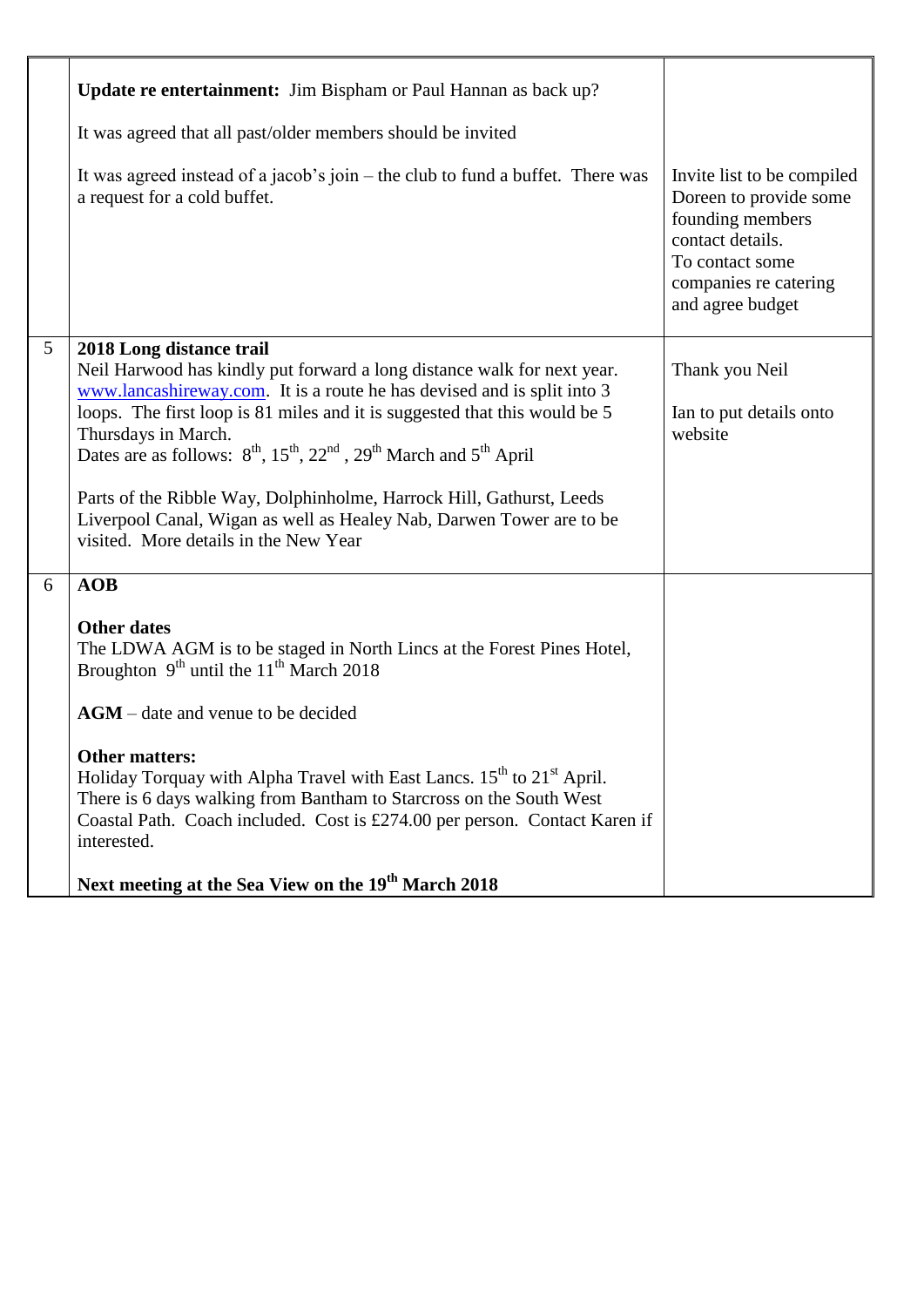| | | |
|---|---|---|
| | **Update re entertainment:** Jim Bispham or Paul Hannan as back up?<br><br>It was agreed that all past/older members should be invited<br><br>It was agreed instead of a jacob's join – the club to fund a buffet. There was a request for a cold buffet. | Invite list to be compiled Doreen to provide some founding members contact details.<br>To contact some companies re catering and agree budget |
| 5 | **2018 Long distance trail**<br>Neil Harwood has kindly put forward a long distance walk for next year. www.lancashireway.com. It is a route he has devised and is split into 3 loops. The first loop is 81 miles and it is suggested that this would be 5 Thursdays in March.<br>Dates are as follows: 8th, 15th, 22nd , 29th March and 5th April<br><br>Parts of the Ribble Way, Dolphinholme, Harrock Hill, Gathurst, Leeds Liverpool Canal, Wigan as well as Healey Nab, Darwen Tower are to be visited. More details in the New Year | Thank you Neil<br><br>Ian to put details onto website |
| 6 | **AOB**<br><br>**Other dates**<br>The LDWA AGM is to be staged in North Lincs at the Forest Pines Hotel, Broughton 9th until the 11th March 2018<br><br>**AGM** – date and venue to be decided<br><br>**Other matters:**<br>Holiday Torquay with Alpha Travel with East Lancs. 15th to 21st April. There is 6 days walking from Bantham to Starcross on the South West Coastal Path. Coach included. Cost is £274.00 per person. Contact Karen if interested.<br><br>**Next meeting at the Sea View on the 19th March 2018** | |